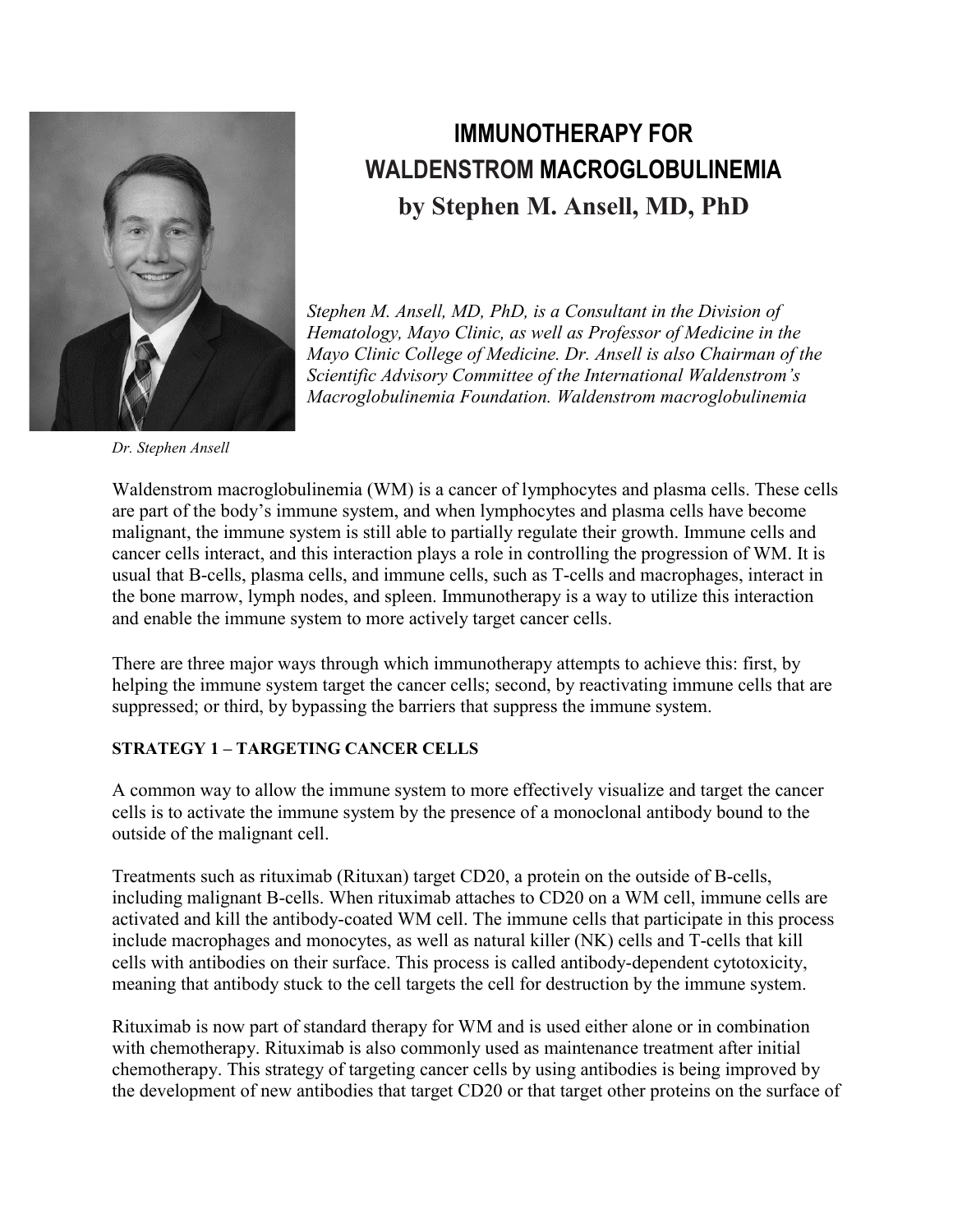# IMMUNOTHERAPY FOR WALDENSTROM MACROGLOBULINEMIA

## by Stephen M. Ansell, MD, PhD

*Stephen M. Ansell, MD, PhD, is a Consultant in the Division of Hematology, Mayo Clinic, as well as Professor of Medicine in the Mayo Clinic College of Medicine. Dr. Ansell is also Chairman of the Scientific Advisory Committee of the International Waldenstrom's Macroglobulinemia Foundation. Waldenstrom macroglobulinemia*

*Dr. Stephen Ansell*

Waldenstrom macroglobulinemia (WM) is a cancer of lymphocytes and plasma cells. These cells are part of the body's immune system, and when lymphocytes and plasma cells have become malignant, the immune system is still able to partially regulate their growth. Immune cells and cancer cells interact, and this interaction plays a role in controlling the progression of WM. It is usual that B-cells, plasma cells, and immune cells, such as T-cells and macrophages, interact in the bone marrow, lymph nodes, and spleen. Immunotherapy is a way to utilize this interaction and enable the immune system to more actively target cancer cells.

There are three major ways through which immunotherapy attempts to achieve this: first, by helping the immune system target the cancer cells; second, by reactivating immune cells that are suppressed; or third, by bypassing the barriers that suppress the immune system.

### STRATEGY 1 – TARGETING CANCER CELLS

A common way to allow the immune system to more effectively visualize and target the cancer cells is to activate the immune system by the presence of a monoclonal antibody bound to the outside of the malignant cell.

Treatments such as rituximab (Rituxan) target CD20, a protein on the outside of B-cells, including malignant B-cells. When rituximab attaches to CD20 on a WM cell, immune cells are activated and kill the antibody-coated WM cell. The immune cells that participate in this process include macrophages and monocytes, as well as natural killer (NK) cells and T-cells that kill cells with antibodies on their surface. This process is called antibody-dependent cytotoxicity, meaning that antibody stuck to the cell targets the cell for destruction by the immune system.

Rituximab is now part of standard therapy for WM and is used either alone or in combination with chemotherapy. Rituximab is also commonly used as maintenance treatment after initial chemotherapy. This strategy of targeting cancer cells by using antibodies is being improved by the development of new antibodies that target CD20 or that target other proteins on the surface of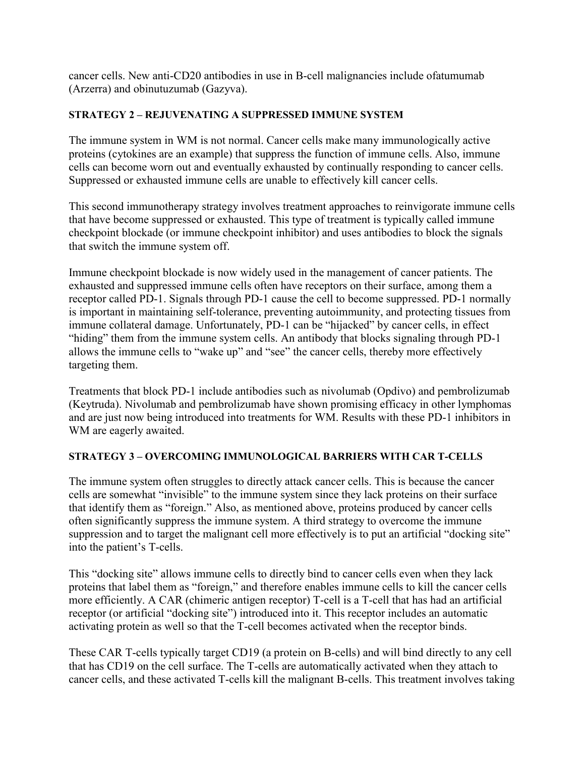cancer cells. New anti-CD20 antibodies in use in B-cell malignancies include ofatumumab (Arzerra) and obinutuzumab (Gazyva).

**STRATEGY 2 – REJUVENATING A SUPPRESSED IMMUNE SYSTEM**

The immune system in WM is not normal. Cancer cells make many immunologically active proteins (cytokines are an example) that suppress the function of immune cells. Also, immune cells can become worn out and eventually exhausted by continually responding to cancer cells. Suppressed or exhausted immune cells are unable to effectively kill cancer cells.

This second immunotherapy strategy involves treatment approaches to reinvigorate immune cells that have become suppressed or exhausted. This type of treatment is typically called immune checkpoint blockade (or immune checkpoint inhibitor) and uses antibodies to block the signals that switch the immune system off.

Immune checkpoint blockade is now widely used in the management of cancer patients. The exhausted and suppressed immune cells often have receptors on their surface, among them a receptor called PD-1. Signals through PD-1 cause the cell to become suppressed. PD-1 normally is important in maintaining self-tolerance, preventing autoimmunity, and protecting tissues from immune collateral damage. Unfortunately, PD-1 can be "hijacked" by cancer cells, in effect "hiding" them from the immune system cells. An antibody that blocks signaling through PD-1 allows the immune cells to "wake up" and "see" the cancer cells, thereby more effectively targeting them.

Treatments that block PD-1 include antibodies such as nivolumab (Opdivo) and pembrolizumab (Keytruda). Nivolumab and pembrolizumab have shown promising efficacy in other lymphomas and are just now being introduced into treatments for WM. Results with these PD-1 inhibitors in WM are eagerly awaited.

**STRATEGY 3 – OVERCOMING IMMUNOLOGICAL BARRIERS WITH CAR T-CELLS**

The immune system often struggles to directly attack cancer cells. This is because the cancer cells are somewhat "invisible" to the immune system since they lack proteins on their surface that identify them as "foreign." Also, as mentioned above, proteins produced by cancer cells often significantly suppress the immune system. A third strategy to overcome the immune suppression and to target the malignant cell more effectively is to put an artificial "docking site" into the patient's T-cells.

This "docking site" allows immune cells to directly bind to cancer cells even when they lack proteins that label them as "foreign," and therefore enables immune cells to kill the cancer cells more efficiently. A CAR (chimeric antigen receptor) T-cell is a T-cell that has had an artificial receptor (or artificial "docking site") introduced into it. This receptor includes an automatic activating protein as well so that the T-cell becomes activated when the receptor binds.

These CAR T-cells typically target CD19 (a protein on B-cells) and will bind directly to any cell that has CD19 on the cell surface. The T-cells are automatically activated when they attach to cancer cells, and these activated T-cells kill the malignant B-cells. This treatment involves taking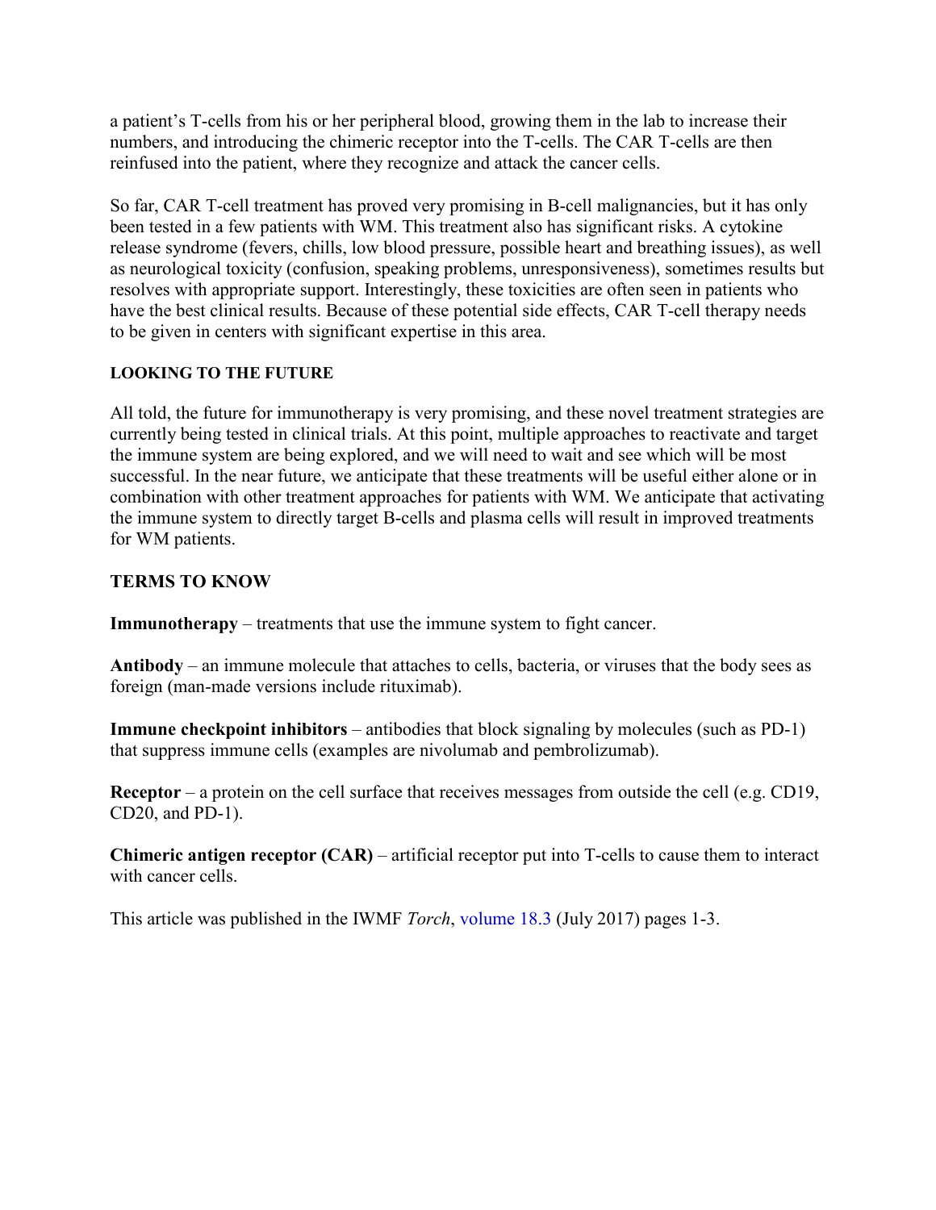a patient's T-cells from his or her peripheral blood, growing them in the lab to increase their numbers, and introducing the chimeric receptor into the T-cells. The CAR T-cells are then reinfused into the patient, where they recognize and attack the cancer cells.

So far, CAR T-cell treatment has proved very promising in B-cell malignancies, but it has only been tested in a few patients with WM. This treatment also has significant risks. A cytokine release syndrome (fevers, chills, low blood pressure, possible heart and breathing issues), as well as neurological toxicity (confusion, speaking problems, unresponsiveness), sometimes results but resolves with appropriate support. Interestingly, these toxicities are often seen in patients who have the best clinical results. Because of these potential side effects, CAR T-cell therapy needs to be given in centers with significant expertise in this area.

### LOOKING TO THE FUTURE

All told, the future for immunotherapy is very promising, and these novel treatment strategies are currently being tested in clinical trials. At this point, multiple approaches to reactivate and target the immune system are being explored, and we will need to wait and see which will be most successful. In the near future, we anticipate that these treatments will be useful either alone or in combination with other treatment approaches for patients with WM. We anticipate that activating the immune system to directly target B-cells and plasma cells will result in improved treatments for WM patients.

## TERMS TO KNOW

**Immunotherapy** – treatments that use the immune system to fight cancer.

**Antibody** – an immune molecule that attaches to cells, bacteria, or viruses that the body sees as foreign (man-made versions include rituximab).

**Immune checkpoint inhibitors** – antibodies that block signaling by molecules (such as PD-1) that suppress immune cells (examples are nivolumab and pembrolizumab).

**Receptor** – a protein on the cell surface that receives messages from outside the cell (e.g. CD19, CD20, and PD-1).

**Chimeric antigen receptor (CAR)** – artificial receptor put into T-cells to cause them to interact with cancer cells.

This article was published in the IWMF *Torch*, volume 18.3 (July 2017) pages 1-3.